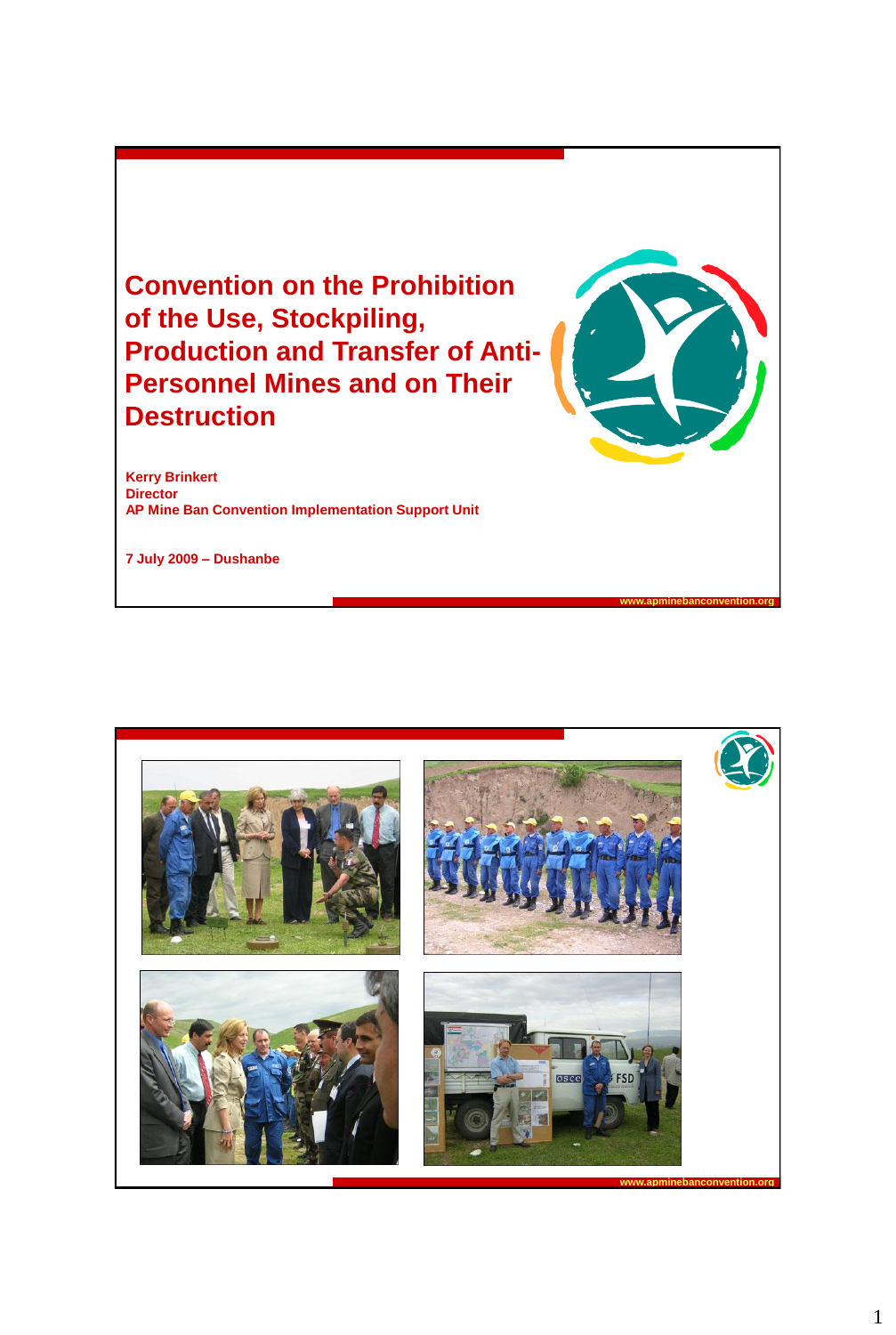# Convention on the Prohibition of the Use, Stockpiling, Production and Transfer of Anti-Personnel Mines and on Their Destruction

**Kerry Brinkert**
**Director**
**AP Mine Ban Convention Implementation Support Unit**

**7 July 2009 – Dushanbe**

www.apminebanconvention.org

www.apminebanconvention.org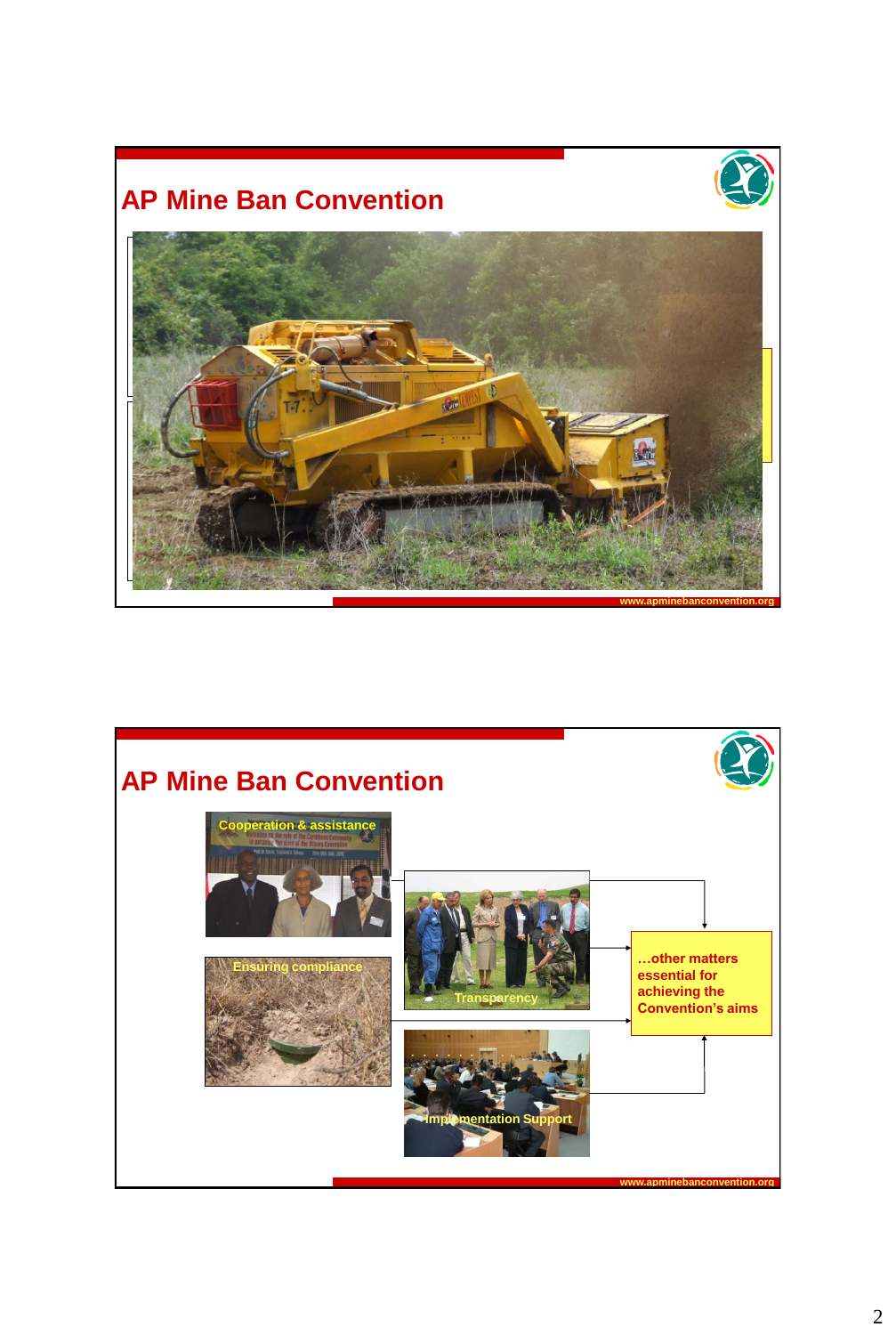## AP Mine Ban Convention

www.apminebanconvention.org

## AP Mine Ban Convention

Cooperation & assistance

Ensuring compliance

Transparency

Implementation Support

…other matters essential for achieving the Convention's aims

www.apminebanconvention.org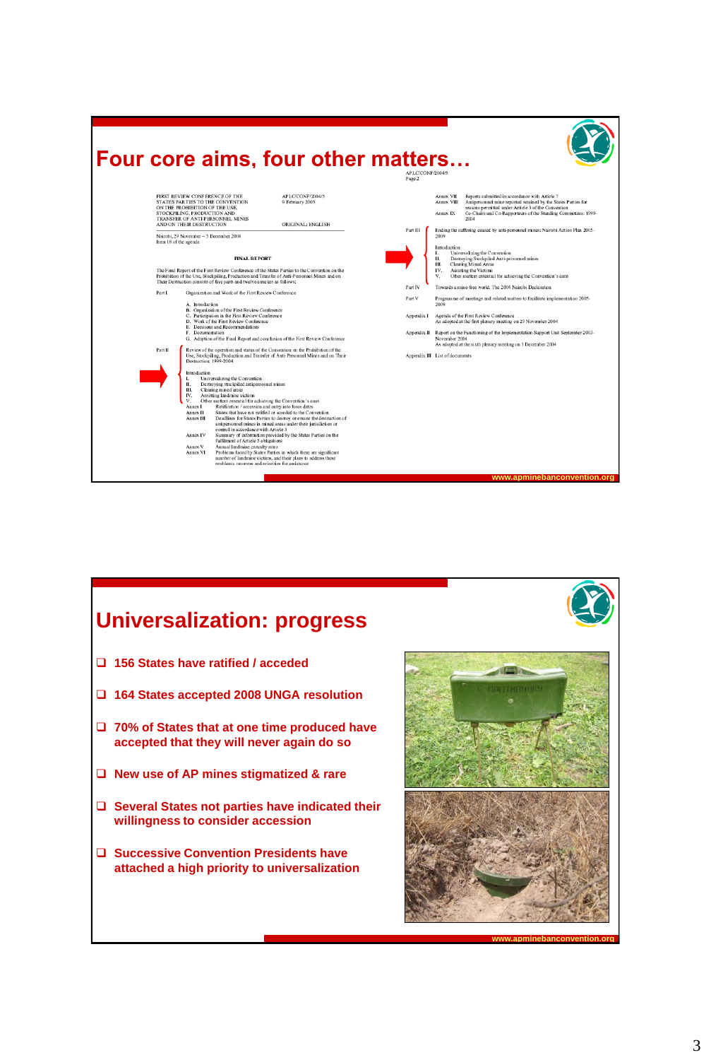# Four core aims, four other matters…

FIRST REVIEW CONFERENCE OF THE STATES PARTIES TO THE CONVENTION ON THE PROHIBITION OF THE USE, STOCKPILING, PRODUCTION AND TRANSFER OF ANTI-PERSONNEL MINES AND ON THEIR DESTRUCTION

APLC/CONF/2004/5
9 February 2005

ORIGINAL: ENGLISH

Nairobi, 29 November – 3 December 2004
Item 18 of the agenda

FINAL REPORT

The Final Report of the First Review Conference of the States Parties to the Convention on the Prohibition of the Use, Stockpiling, Production and Transfer of Anti-Personnel Mines and on Their Destruction consists of five parts and twelve annexes as follows:

Part I — Organization and Work of the First Review Conference

- A. Introduction
- B. Organization of the First Review Conference
- C. Participation in the First Review Conference
- D. Work of the First Review Conference
- E. Decisions and Recommendations
- F. Documentation
- G. Adoption of the Final Report and conclusion of the First Review Conference

Part II — Review of the operation and status of the Convention on the Prohibition of the Use, Stockpiling, Production and Transfer of Anti-Personnel Mines and on Their Destruction 1999-2004

- Introduction
- I. Universalizing the Convention
- II. Destroying stockpiled antipersonnel mines
- III. Clearing mined areas
- IV. Assisting landmine victims
- V. Other matters essential for achieving the Convention's aims
- Annex I — Ratification / accession and entry into force dates
- Annex II — States that have not ratified or acceded to the Convention
- Annex III — Deadlines for States Parties to destroy or ensure the destruction of antipersonnel mines in mined areas under their jurisdiction or control in accordance with Article 5
- Annex IV — Summary of information provided by the States Parties on the fulfilment of Article 5 obligations
- Annex V — Annual landmine casualty rates
- Annex VI — Problems faced by States Parties in which there are significant number of landmine victims, and their plans to address these problems, progress and priorities for assistance

APLC/CONF/2004/5
Page 2

- Annex VII — Reports submitted in accordance with Article 7
- Annex VIII — Antipersonnel mines reported retained by the States Parties for reasons permitted under Article 3 of the Convention
- Annex IX — Co-Chairs and Co-Rapporteurs of the Standing Committees: 1999-2004

Part III — Ending the suffering caused by anti-personnel mines: Nairobi Action Plan 2005-2009

- Introduction
- I. Universalizing the Convention
- II. Destroying Stockpiled Anti-personnel mines
- III. Clearing Mined Areas
- IV. Assisting the Victims
- V. Other matters essential for achieving the Convention's aims

Part IV — Towards a mine-free world: The 2004 Nairobi Declaration

Part V — Programme of meetings and related matters to facilitate implementation 2005-2009

Appendix I — Agenda of the First Review Conference. As adopted at the first plenary meeting on 29 November 2004

Appendix II — Report on the Functioning of the Implementation Support Unit September 2003-November 2004. As adopted at the sixth plenary meeting on 1 December 2004

Appendix III — List of documents

www.apminebanconvention.org

# Universalization: progress

- 156 States have ratified / acceded
- 164 States accepted 2008 UNGA resolution
- 70% of States that at one time produced have accepted that they will never again do so
- New use of AP mines stigmatized & rare
- Several States not parties have indicated their willingness to consider accession
- Successive Convention Presidents have attached a high priority to universalization

www.apminebanconvention.org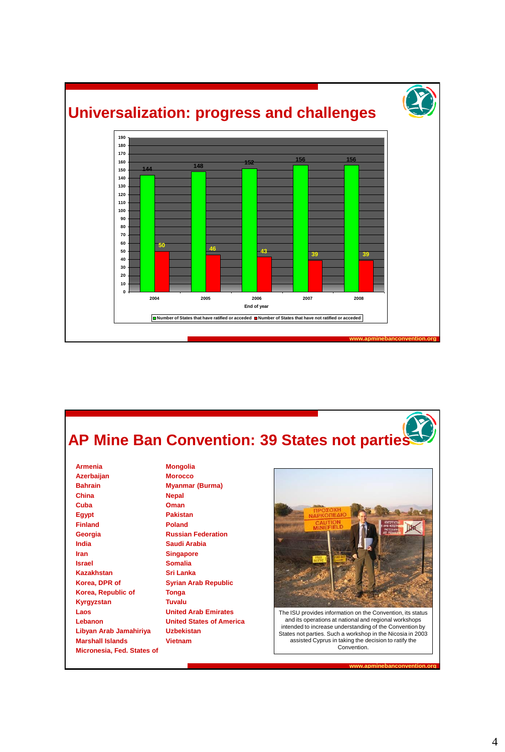# Universalization: progress and challenges

| End of year | Number of States that have ratified or acceded | Number of States that have not ratified or acceded |
|---|---|---|
| 2004 | 144 | 50 |
| 2005 | 148 | 46 |
| 2006 | 152 | 43 |
| 2007 | 156 | 39 |
| 2008 | 156 | 39 |

www.apminebanconvention.org

# AP Mine Ban Convention: 39 States not parties

- Armenia
- Azerbaijan
- Bahrain
- China
- Cuba
- Egypt
- Finland
- Georgia
- India
- Iran
- Israel
- Kazakhstan
- Korea, DPR of
- Korea, Republic of
- Kyrgyzstan
- Laos
- Lebanon
- Libyan Arab Jamahiriya
- Marshall Islands
- Micronesia, Fed. States of
- Mongolia
- Morocco
- Myanmar (Burma)
- Nepal
- Oman
- Pakistan
- Poland
- Russian Federation
- Saudi Arabia
- Singapore
- Somalia
- Sri Lanka
- Syrian Arab Republic
- Tonga
- Tuvalu
- United Arab Emirates
- United States of America
- Uzbekistan
- Vietnam

The ISU provides information on the Convention, its status and its operations at national and regional workshops intended to increase understanding of the Convention by States not parties. Such a workshop in the Nicosia in 2003 assisted Cyprus in taking the decision to ratify the Convention.

www.apminebanconvention.org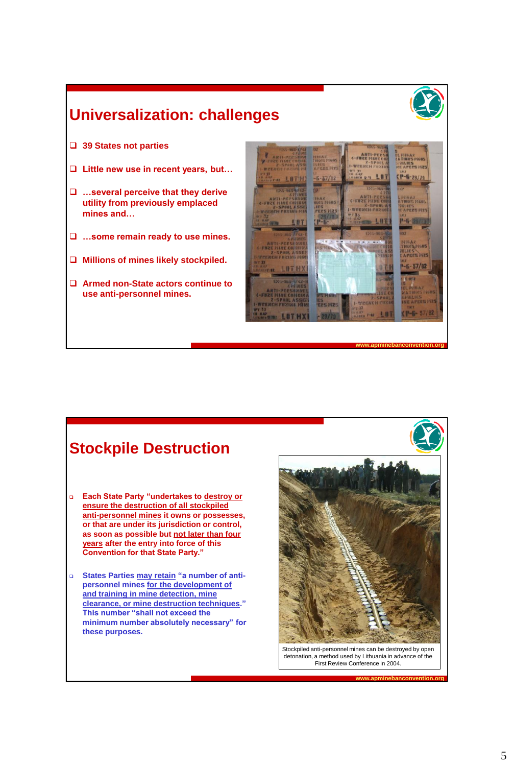# Universalization: challenges

- 39 States not parties
- Little new use in recent years, but…
- …several perceive that they derive utility from previously emplaced mines and…
- …some remain ready to use mines.
- Millions of mines likely stockpiled.
- Armed non-State actors continue to use anti-personnel mines.

www.apminebanconvention.org

# Stockpile Destruction

- Each State Party "undertakes to destroy or ensure the destruction of all stockpiled anti-personnel mines it owns or possesses, or that are under its jurisdiction or control, as soon as possible but not later than four years after the entry into force of this Convention for that State Party."
- States Parties may retain "a number of anti-personnel mines for the development of and training in mine detection, mine clearance, or mine destruction techniques." This number "shall not exceed the minimum number absolutely necessary" for these purposes.

Stockpiled anti-personnel mines can be destroyed by open detonation, a method used by Lithuania in advance of the First Review Conference in 2004.

www.apminebanconvention.org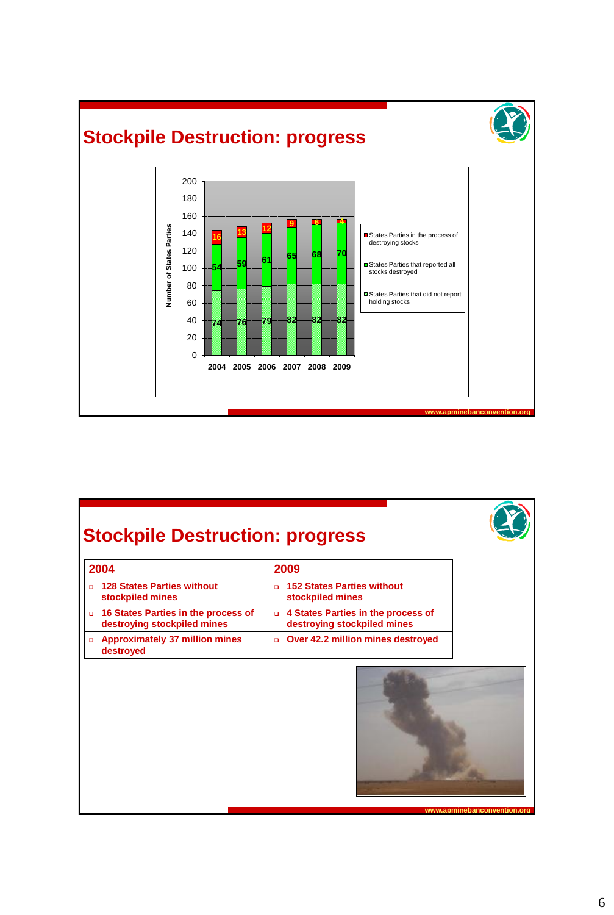## Stockpile Destruction: progress

| | 2004 | 2005 | 2006 | 2007 | 2008 | 2009 |
|---|---|---|---|---|---|---|
| States Parties in the process of destroying stocks | 16 | 13 | 12 | 9 | 6 | 4 |
| States Parties that reported all stocks destroyed | 54 | 59 | 61 | 65 | 68 | 70 |
| States Parties that did not report holding stocks | 74 | 76 | 79 | 82 | 82 | 82 |

Number of States Parties

www.apminebanconvention.org

## Stockpile Destruction: progress

| 2004 | 2009 |
|---|---|
| 128 States Parties without stockpiled mines | 152 States Parties without stockpiled mines |
| 16 States Parties in the process of destroying stockpiled mines | 4 States Parties in the process of destroying stockpiled mines |
| Approximately 37 million mines destroyed | Over 42.2 million mines destroyed |

www.apminebanconvention.org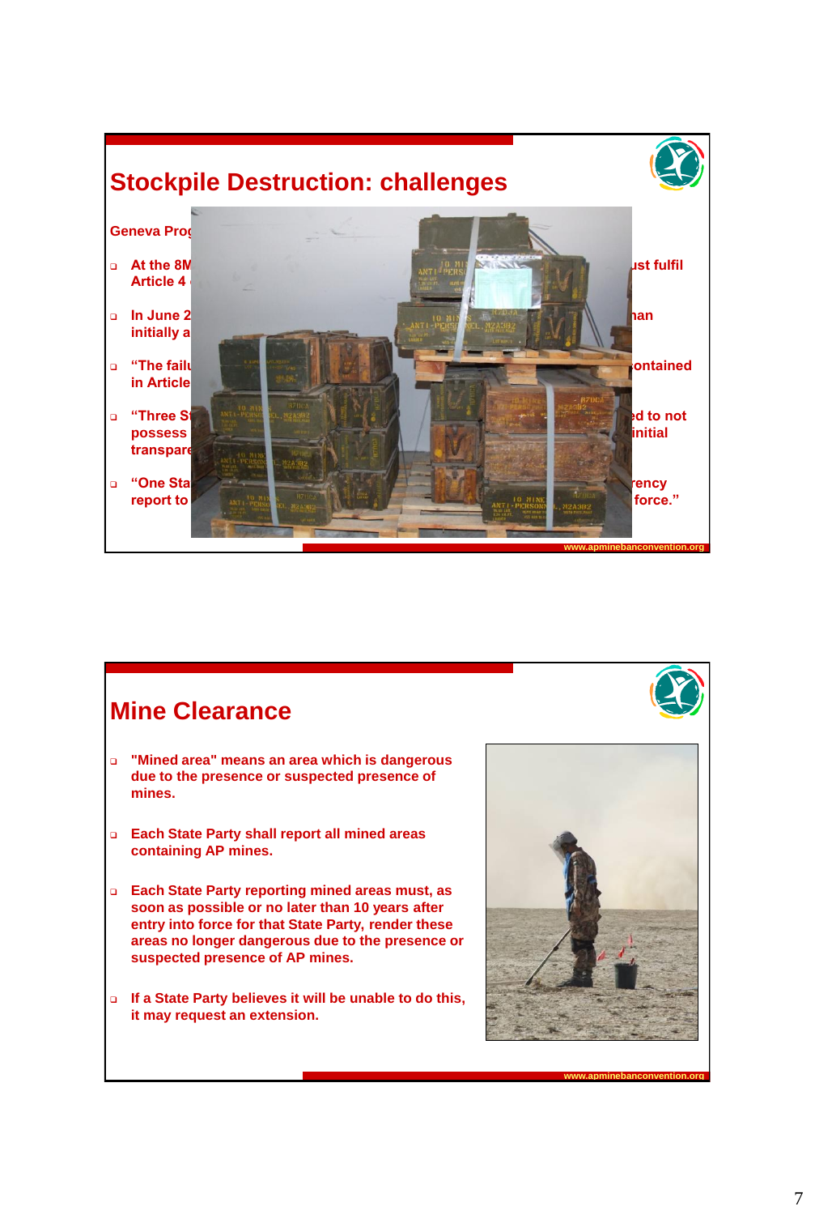## Stockpile Destruction: challenges

Geneva Prog

- At the 8M ... ust fulfil Article 4 ...
- In June 2 ... han initially a ...
- "The failu ... ontained in Article ...
- "Three St ... ed to not possess ... initial transpare ...
- "One Sta ... ency report to ... force."

## Mine Clearance

- "Mined area" means an area which is dangerous due to the presence or suspected presence of mines.
- Each State Party shall report all mined areas containing AP mines.
- Each State Party reporting mined areas must, as soon as possible or no later than 10 years after entry into force for that State Party, render these areas no longer dangerous due to the presence or suspected presence of AP mines.
- If a State Party believes it will be unable to do this, it may request an extension.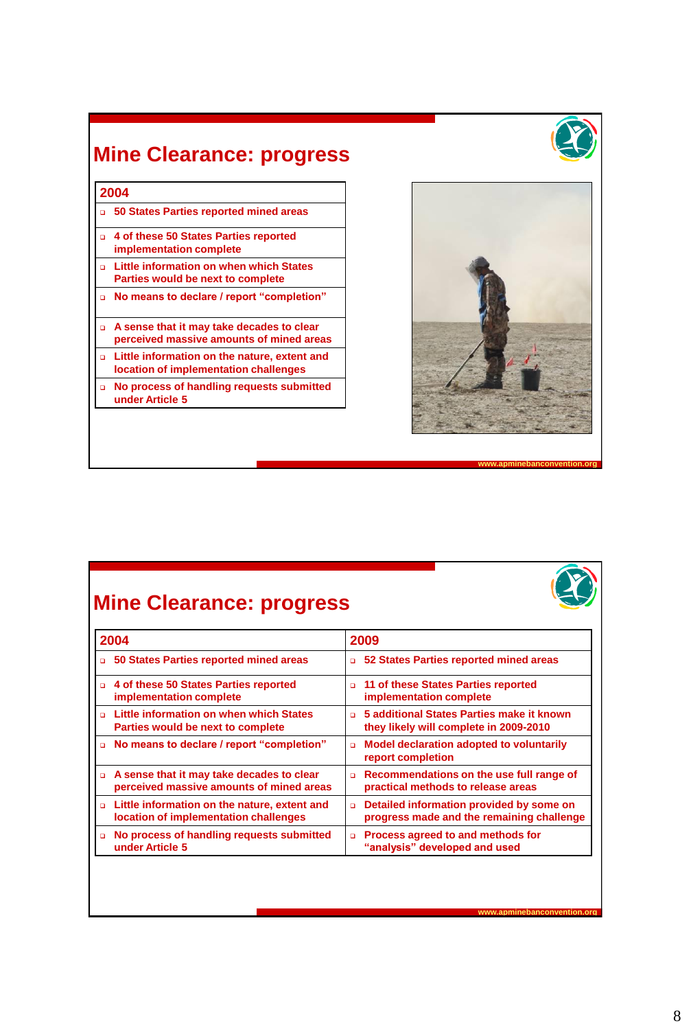# Mine Clearance: progress

| 2004 |
| --- |
| 50 States Parties reported mined areas |
| 4 of these 50 States Parties reported implementation complete |
| Little information on when which States Parties would be next to complete |
| No means to declare / report "completion" |
| A sense that it may take decades to clear perceived massive amounts of mined areas |
| Little information on the nature, extent and location of implementation challenges |
| No process of handling requests submitted under Article 5 |

www.apminebanconvention.org

# Mine Clearance: progress

| 2004 | 2009 |
| --- | --- |
| 50 States Parties reported mined areas | 52 States Parties reported mined areas |
| 4 of these 50 States Parties reported implementation complete | 11 of these States Parties reported implementation complete |
| Little information on when which States Parties would be next to complete | 5 additional States Parties make it known they likely will complete in 2009-2010 |
| No means to declare / report "completion" | Model declaration adopted to voluntarily report completion |
| A sense that it may take decades to clear perceived massive amounts of mined areas | Recommendations on the use full range of practical methods to release areas |
| Little information on the nature, extent and location of implementation challenges | Detailed information provided by some on progress made and the remaining challenge |
| No process of handling requests submitted under Article 5 | Process agreed to and methods for "analysis" developed and used |

www.apminebanconvention.org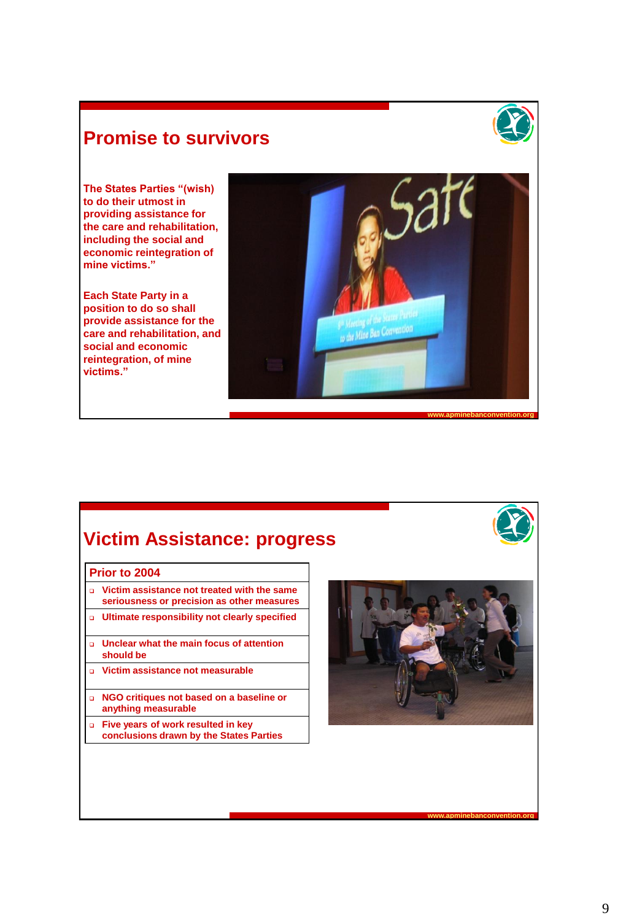## Promise to survivors

The States Parties “(wish) to do their utmost in providing assistance for the care and rehabilitation, including the social and economic reintegration of mine victims.”

Each State Party in a position to do so shall provide assistance for the care and rehabilitation, and social and economic reintegration, of mine victims.”

www.apminebanconvention.org

## Victim Assistance: progress

| Prior to 2004 |
| --- |
| Victim assistance not treated with the same seriousness or precision as other measures |
| Ultimate responsibility not clearly specified |
| Unclear what the main focus of attention should be |
| Victim assistance not measurable |
| NGO critiques not based on a baseline or anything measurable |
| Five years of work resulted in key conclusions drawn by the States Parties |

www.apminebanconvention.org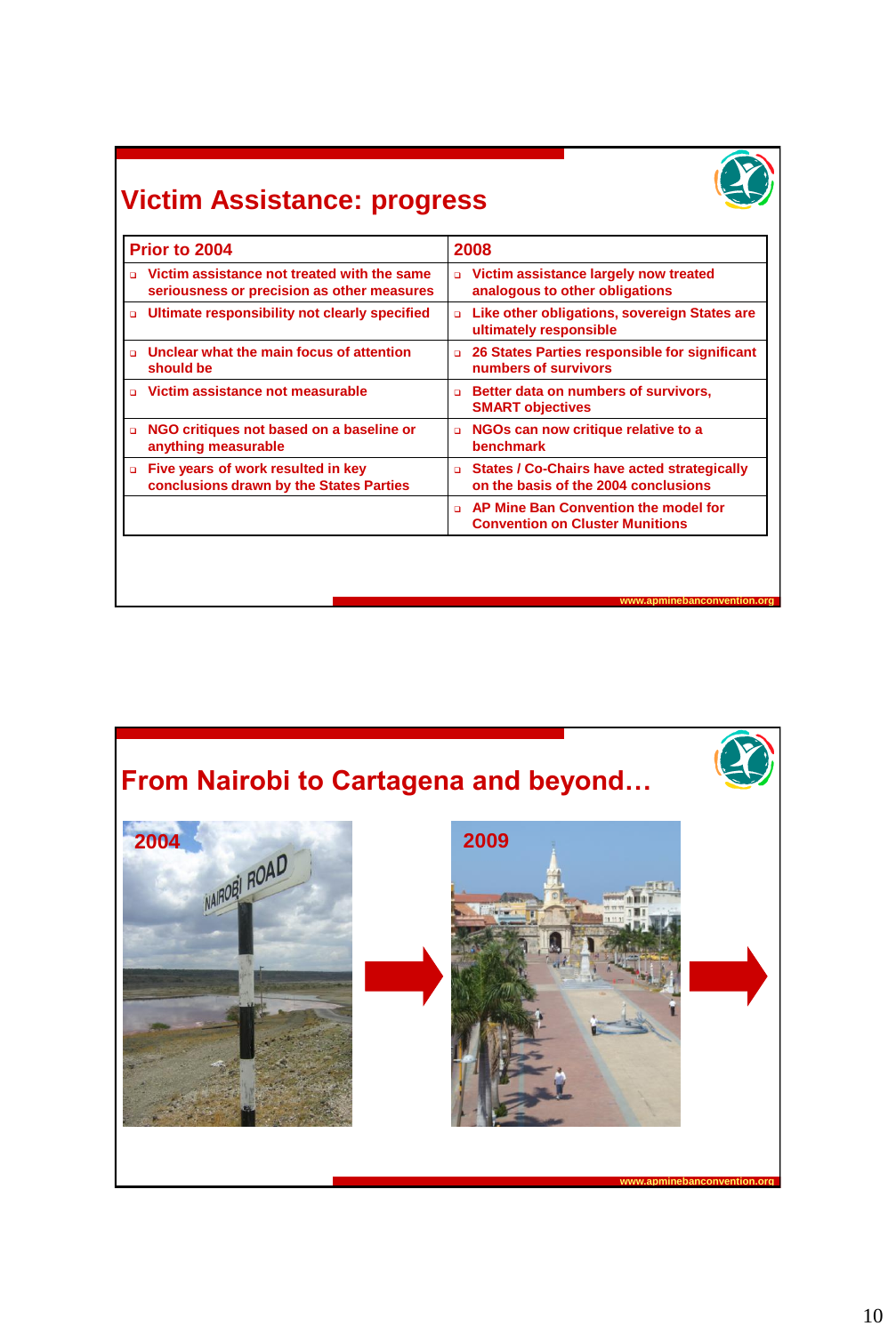## Victim Assistance: progress

| Prior to 2004 | 2008 |
|---|---|
| Victim assistance not treated with the same seriousness or precision as other measures | Victim assistance largely now treated analogous to other obligations |
| Ultimate responsibility not clearly specified | Like other obligations, sovereign States are ultimately responsible |
| Unclear what the main focus of attention should be | 26 States Parties responsible for significant numbers of survivors |
| Victim assistance not measurable | Better data on numbers of survivors, SMART objectives |
| NGO critiques not based on a baseline or anything measurable | NGOs can now critique relative to a benchmark |
| Five years of work resulted in key conclusions drawn by the States Parties | States / Co-Chairs have acted strategically on the basis of the 2004 conclusions |
| | AP Mine Ban Convention the model for Convention on Cluster Munitions |

www.apminebanconvention.org

## From Nairobi to Cartagena and beyond…

2004 → 2009 →

www.apminebanconvention.org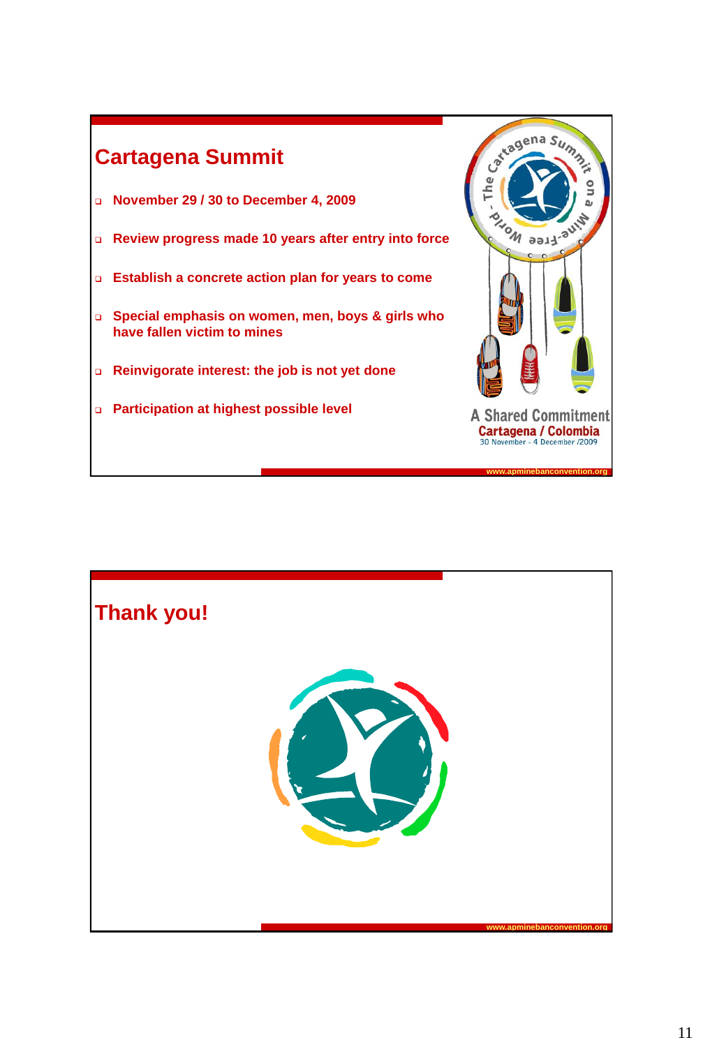## Cartagena Summit

- November 29 / 30 to December 4, 2009
- Review progress made 10 years after entry into force
- Establish a concrete action plan for years to come
- Special emphasis on women, men, boys & girls who have fallen victim to mines
- Reinvigorate interest: the job is not yet done
- Participation at highest possible level

The Cartagena Summit on a Mine-Free World

A Shared Commitment
Cartagena / Colombia
30 November - 4 December /2009

www.apminebanconvention.org

## Thank you!

www.apminebanconvention.org